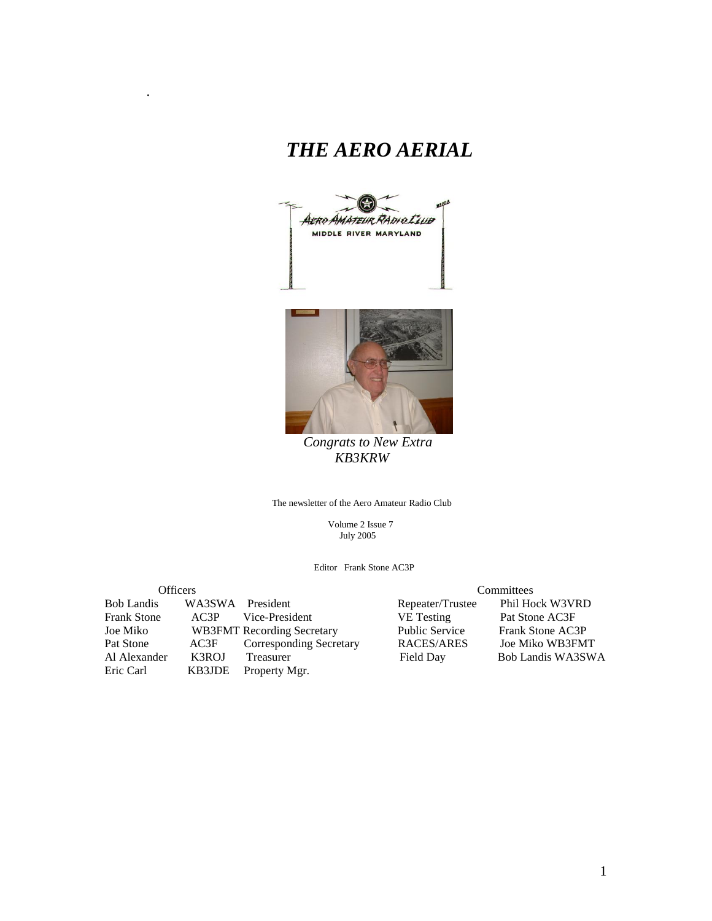# *THE AERO AERIAL*

*Congrats to New Extra*
*KB3KRW*

The newsletter of the Aero Amateur Radio Club

Volume 2 Issue 7
July 2005

Editor Frank Stone AC3P

| Officers | | |
|---|---|---|
| Bob Landis | WA3SWA | President |
| Frank Stone | AC3P | Vice-President |
| Joe Miko | WB3FMT | Recording Secretary |
| Pat Stone | AC3F | Corresponding Secretary |
| Al Alexander | K3ROJ | Treasurer |
| Eric Carl | KB3JDE | Property Mgr. |

| Committees | |
|---|---|
| Repeater/Trustee | Phil Hock W3VRD |
| VE Testing | Pat Stone AC3F |
| Public Service | Frank Stone AC3P |
| RACES/ARES | Joe Miko WB3FMT |
| Field Day | Bob Landis WA3SWA |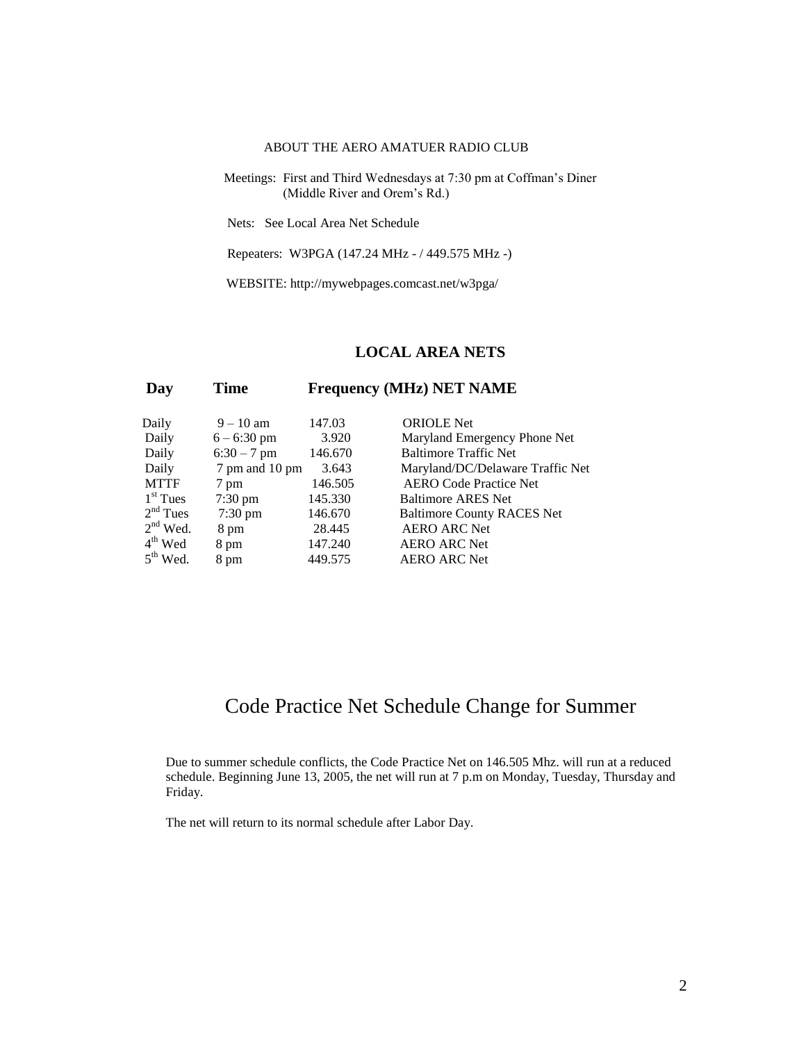ABOUT THE AERO AMATUER RADIO CLUB

Meetings: First and Third Wednesdays at 7:30 pm at Coffman's Diner (Middle River and Orem's Rd.)

Nets: See Local Area Net Schedule

Repeaters: W3PGA (147.24 MHz - / 449.575 MHz -)

WEBSITE: http://mywebpages.comcast.net/w3pga/

## LOCAL AREA NETS

| Day | Time | Frequency (MHz) | NET NAME |
|---|---|---|---|
| Daily | 9 – 10 am | 147.03 | ORIOLE Net |
| Daily | 6 – 6:30 pm | 3.920 | Maryland Emergency Phone Net |
| Daily | 6:30 – 7 pm | 146.670 | Baltimore Traffic Net |
| Daily | 7 pm and 10 pm | 3.643 | Maryland/DC/Delaware Traffic Net |
| MTTF | 7 pm | 146.505 | AERO Code Practice Net |
| 1st Tues | 7:30 pm | 145.330 | Baltimore ARES Net |
| 2nd Tues | 7:30 pm | 146.670 | Baltimore County RACES Net |
| 2nd Wed. | 8 pm | 28.445 | AERO ARC Net |
| 4th Wed | 8 pm | 147.240 | AERO ARC Net |
| 5th Wed. | 8 pm | 449.575 | AERO ARC Net |

# Code Practice Net Schedule Change for Summer

Due to summer schedule conflicts, the Code Practice Net on 146.505 Mhz. will run at a reduced schedule. Beginning June 13, 2005, the net will run at 7 p.m on Monday, Tuesday, Thursday and Friday.

The net will return to its normal schedule after Labor Day.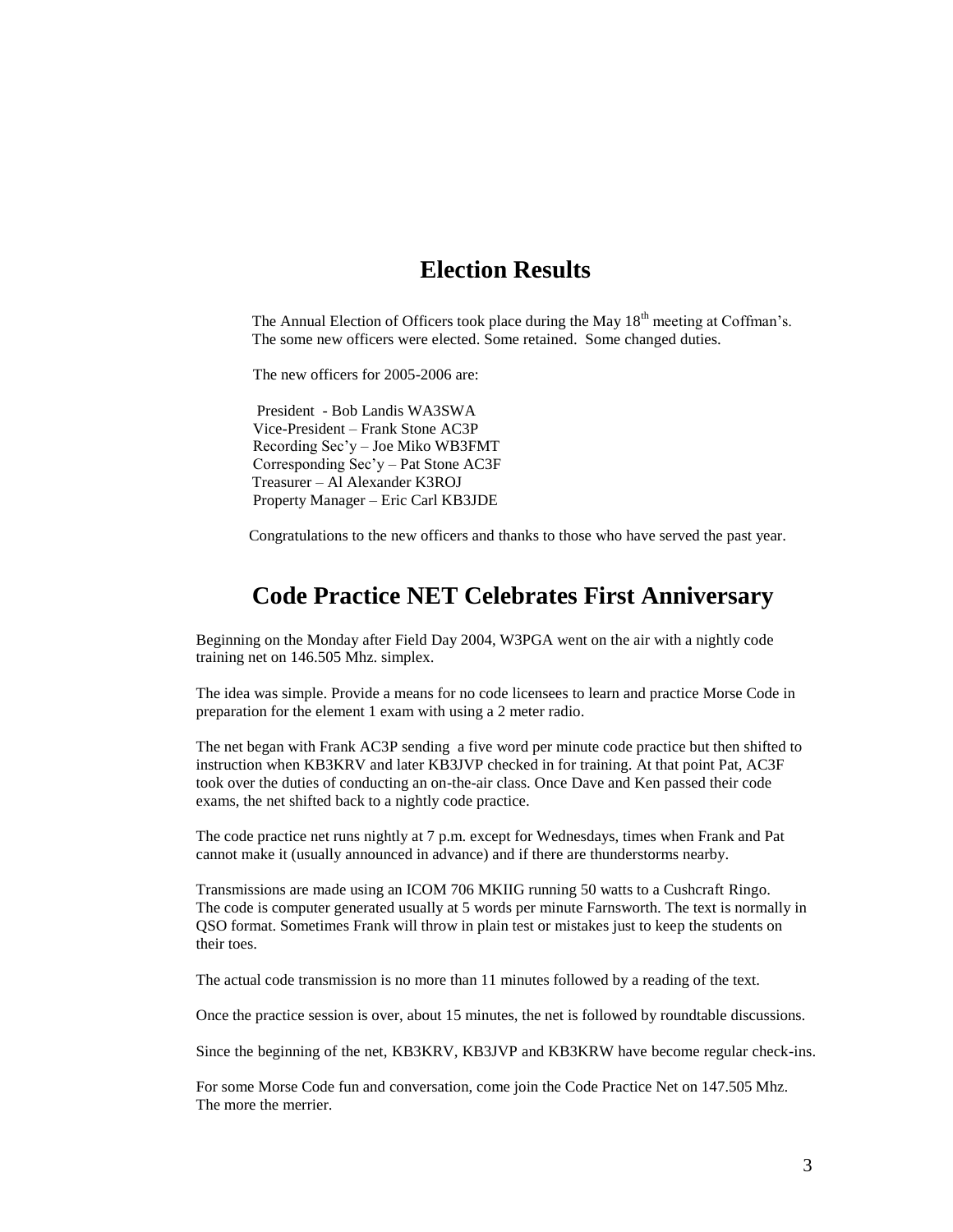## Election Results

The Annual Election of Officers took place during the May 18th meeting at Coffman's. The some new officers were elected. Some retained. Some changed duties.

The new officers for 2005-2006 are:

President - Bob Landis WA3SWA
Vice-President – Frank Stone AC3P
Recording Sec'y – Joe Miko WB3FMT
Corresponding Sec'y – Pat Stone AC3F
Treasurer – Al Alexander K3ROJ
Property Manager – Eric Carl KB3JDE

Congratulations to the new officers and thanks to those who have served the past year.

## Code Practice NET Celebrates First Anniversary

Beginning on the Monday after Field Day 2004, W3PGA went on the air with a nightly code training net on 146.505 Mhz. simplex.

The idea was simple. Provide a means for no code licensees to learn and practice Morse Code in preparation for the element 1 exam with using a 2 meter radio.

The net began with Frank AC3P sending a five word per minute code practice but then shifted to instruction when KB3KRV and later KB3JVP checked in for training. At that point Pat, AC3F took over the duties of conducting an on-the-air class. Once Dave and Ken passed their code exams, the net shifted back to a nightly code practice.

The code practice net runs nightly at 7 p.m. except for Wednesdays, times when Frank and Pat cannot make it (usually announced in advance) and if there are thunderstorms nearby.

Transmissions are made using an ICOM 706 MKIIG running 50 watts to a Cushcraft Ringo. The code is computer generated usually at 5 words per minute Farnsworth. The text is normally in QSO format. Sometimes Frank will throw in plain test or mistakes just to keep the students on their toes.

The actual code transmission is no more than 11 minutes followed by a reading of the text.

Once the practice session is over, about 15 minutes, the net is followed by roundtable discussions.

Since the beginning of the net, KB3KRV, KB3JVP and KB3KRW have become regular check-ins.

For some Morse Code fun and conversation, come join the Code Practice Net on 147.505 Mhz. The more the merrier.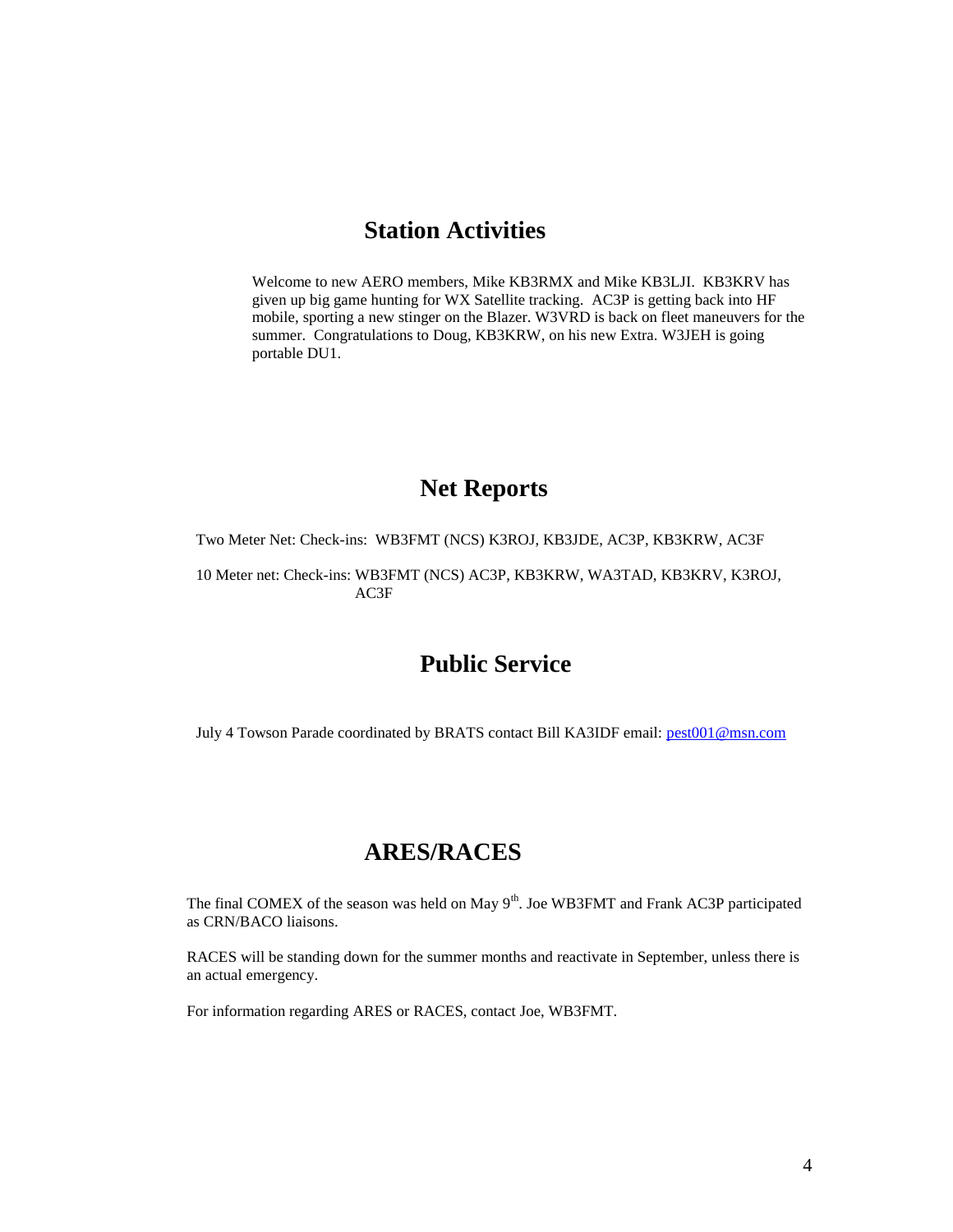## Station Activities

Welcome to new AERO members, Mike KB3RMX and Mike KB3LJI. KB3KRV has given up big game hunting for WX Satellite tracking. AC3P is getting back into HF mobile, sporting a new stinger on the Blazer. W3VRD is back on fleet maneuvers for the summer. Congratulations to Doug, KB3KRW, on his new Extra. W3JEH is going portable DU1.

## Net Reports

Two Meter Net: Check-ins: WB3FMT (NCS) K3ROJ, KB3JDE, AC3P, KB3KRW, AC3F

10 Meter net: Check-ins: WB3FMT (NCS) AC3P, KB3KRW, WA3TAD, KB3KRV, K3ROJ, AC3F

## Public Service

July 4 Towson Parade coordinated by BRATS contact Bill KA3IDF email: pest001@msn.com

## ARES/RACES

The final COMEX of the season was held on May 9th. Joe WB3FMT and Frank AC3P participated as CRN/BACO liaisons.

RACES will be standing down for the summer months and reactivate in September, unless there is an actual emergency.

For information regarding ARES or RACES, contact Joe, WB3FMT.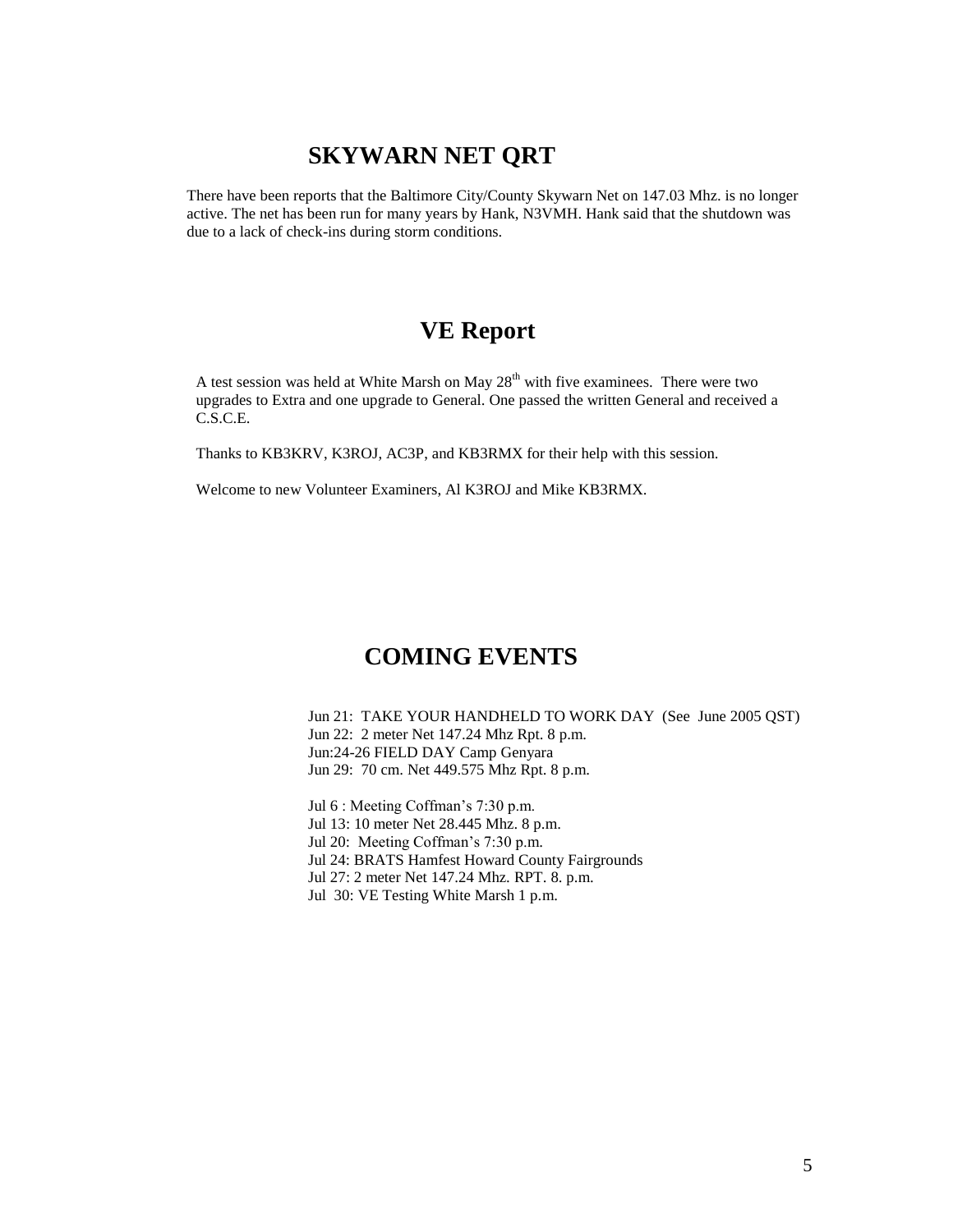## SKYWARN NET QRT

There have been reports that the Baltimore City/County Skywarn Net on 147.03 Mhz. is no longer active. The net has been run for many years by Hank, N3VMH. Hank said that the shutdown was due to a lack of check-ins during storm conditions.

## VE Report

A test session was held at White Marsh on May 28th with five examinees. There were two upgrades to Extra and one upgrade to General. One passed the written General and received a C.S.C.E.

Thanks to KB3KRV, K3ROJ, AC3P, and KB3RMX for their help with this session.

Welcome to new Volunteer Examiners, Al K3ROJ and Mike KB3RMX.

## COMING EVENTS

Jun 21: TAKE YOUR HANDHELD TO WORK DAY (See June 2005 QST)  
Jun 22: 2 meter Net 147.24 Mhz Rpt. 8 p.m.  
Jun:24-26 FIELD DAY Camp Genyara  
Jun 29: 70 cm. Net 449.575 Mhz Rpt. 8 p.m.

Jul 6 : Meeting Coffman's 7:30 p.m.  
Jul 13: 10 meter Net 28.445 Mhz. 8 p.m.  
Jul 20: Meeting Coffman's 7:30 p.m.  
Jul 24: BRATS Hamfest Howard County Fairgrounds  
Jul 27: 2 meter Net 147.24 Mhz. RPT. 8. p.m.  
Jul 30: VE Testing White Marsh 1 p.m.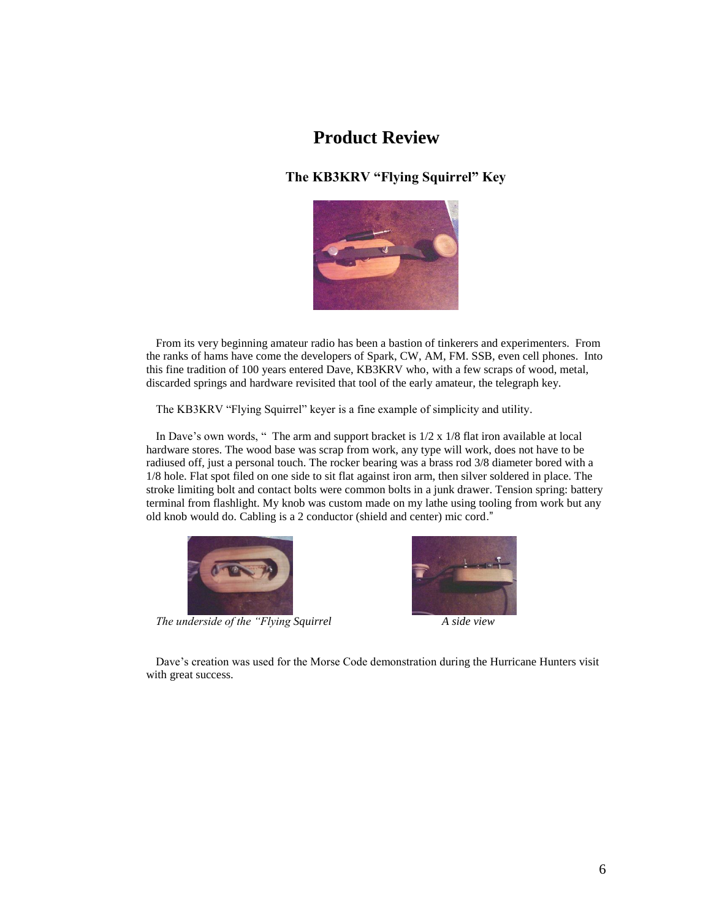# Product Review

## The KB3KRV "Flying Squirrel" Key

From its very beginning amateur radio has been a bastion of tinkerers and experimenters. From the ranks of hams have come the developers of Spark, CW, AM, FM. SSB, even cell phones. Into this fine tradition of 100 years entered Dave, KB3KRV who, with a few scraps of wood, metal, discarded springs and hardware revisited that tool of the early amateur, the telegraph key.

The KB3KRV "Flying Squirrel" keyer is a fine example of simplicity and utility.

In Dave's own words, " The arm and support bracket is 1/2 x 1/8 flat iron available at local hardware stores. The wood base was scrap from work, any type will work, does not have to be radiused off, just a personal touch. The rocker bearing was a brass rod 3/8 diameter bored with a 1/8 hole. Flat spot filed on one side to sit flat against iron arm, then silver soldered in place. The stroke limiting bolt and contact bolts were common bolts in a junk drawer. Tension spring: battery terminal from flashlight. My knob was custom made on my lathe using tooling from work but any old knob would do. Cabling is a 2 conductor (shield and center) mic cord."

*The underside of the "Flying Squirrel*

*A side view*

Dave's creation was used for the Morse Code demonstration during the Hurricane Hunters visit with great success.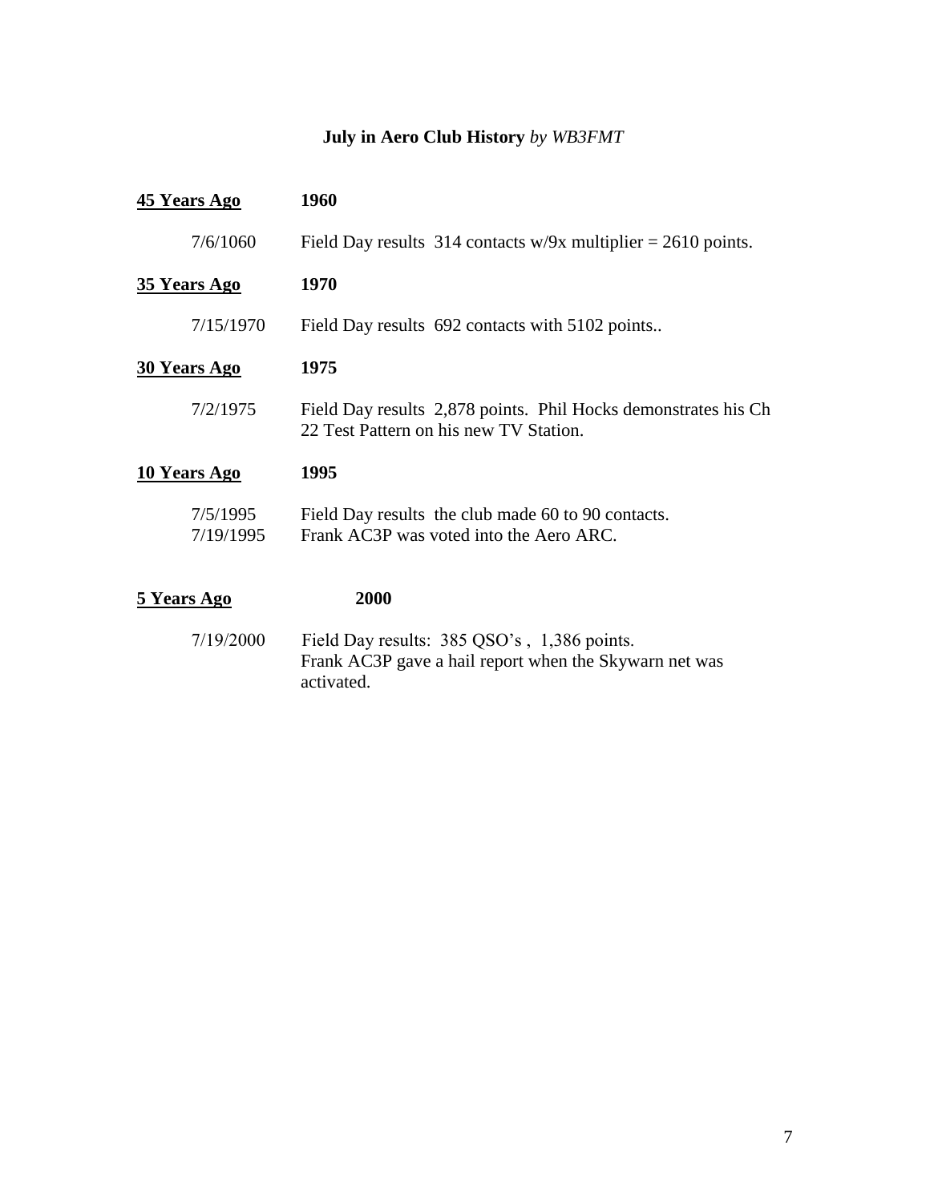**July in Aero Club History** *by WB3FMT*

**45 Years Ago** **1960**

7/6/1060 Field Day results 314 contacts w/9x multiplier = 2610 points.

**35 Years Ago** **1970**

7/15/1970 Field Day results 692 contacts with 5102 points..

**30 Years Ago** **1975**

7/2/1975 Field Day results 2,878 points. Phil Hocks demonstrates his Ch 22 Test Pattern on his new TV Station.

**10 Years Ago** **1995**

7/5/1995 Field Day results the club made 60 to 90 contacts.
7/19/1995 Frank AC3P was voted into the Aero ARC.

**5 Years Ago** **2000**

7/19/2000 Field Day results: 385 QSO's , 1,386 points.
Frank AC3P gave a hail report when the Skywarn net was activated.